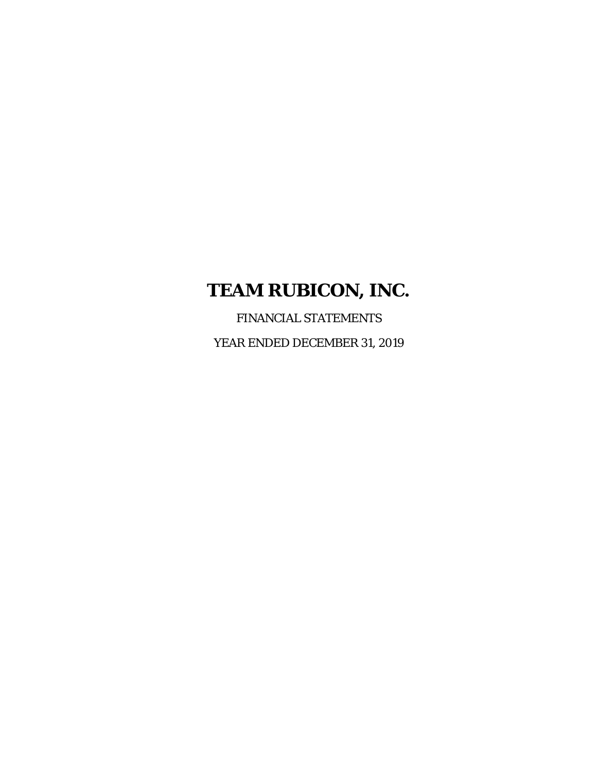# TEAM RUBICON, INC.

FINANCIAL STATEMENTS

YEAR ENDED DECEMBER 31, 2019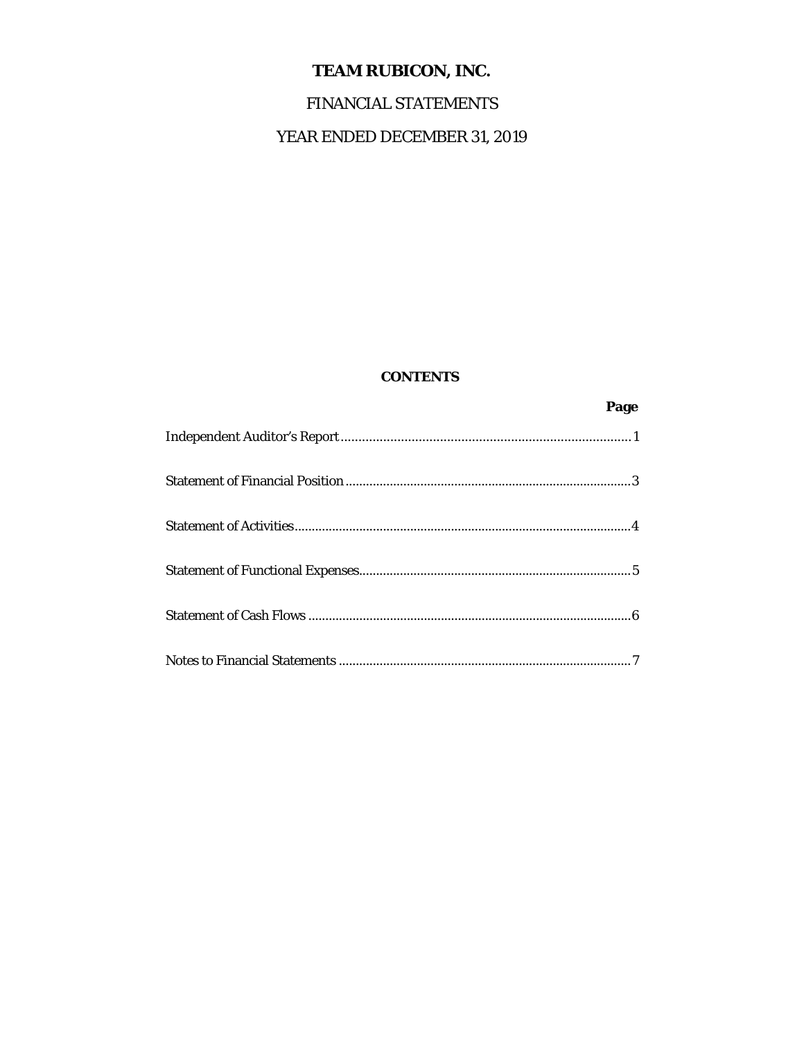# TEAM RUBICON, INC.

FINANCIAL STATEMENTS

YEAR ENDED DECEMBER 31, 2019

## CONTENTS

| | Page |
|---|---|
| Independent Auditor's Report | 1 |
| Statement of Financial Position | 3 |
| Statement of Activities | 4 |
| Statement of Functional Expenses | 5 |
| Statement of Cash Flows | 6 |
| Notes to Financial Statements | 7 |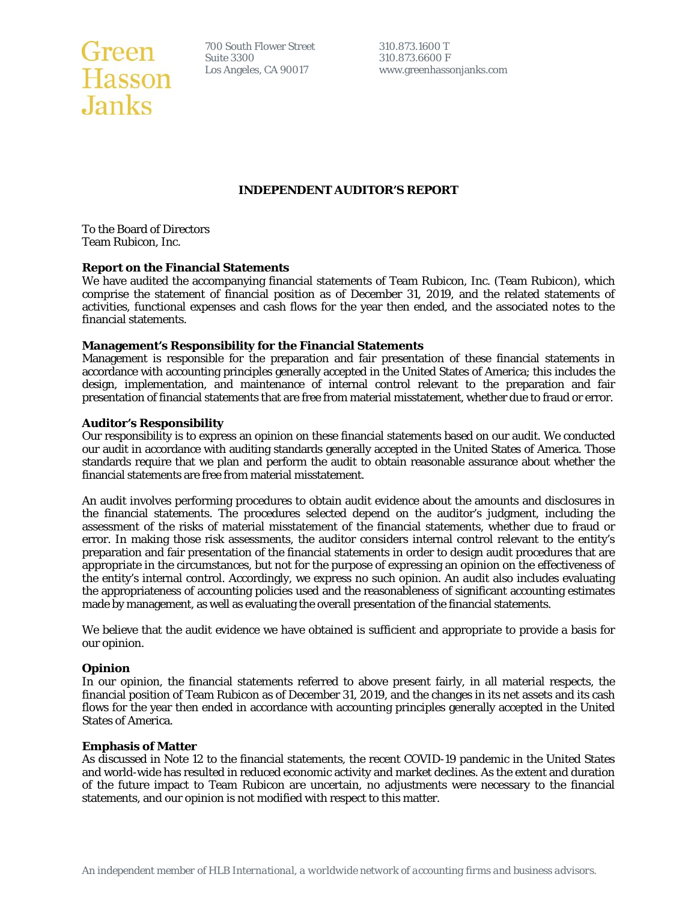Green Hasson Janks

700 South Flower Street
Suite 3300
Los Angeles, CA 90017

310.873.1600 T
310.873.6600 F
www.greenhassonjanks.com

## INDEPENDENT AUDITOR'S REPORT

To the Board of Directors
Team Rubicon, Inc.

**Report on the Financial Statements**

We have audited the accompanying financial statements of Team Rubicon, Inc. (Team Rubicon), which comprise the statement of financial position as of December 31, 2019, and the related statements of activities, functional expenses and cash flows for the year then ended, and the associated notes to the financial statements.

**Management's Responsibility for the Financial Statements**

Management is responsible for the preparation and fair presentation of these financial statements in accordance with accounting principles generally accepted in the United States of America; this includes the design, implementation, and maintenance of internal control relevant to the preparation and fair presentation of financial statements that are free from material misstatement, whether due to fraud or error.

**Auditor's Responsibility**

Our responsibility is to express an opinion on these financial statements based on our audit. We conducted our audit in accordance with auditing standards generally accepted in the United States of America. Those standards require that we plan and perform the audit to obtain reasonable assurance about whether the financial statements are free from material misstatement.

An audit involves performing procedures to obtain audit evidence about the amounts and disclosures in the financial statements. The procedures selected depend on the auditor's judgment, including the assessment of the risks of material misstatement of the financial statements, whether due to fraud or error. In making those risk assessments, the auditor considers internal control relevant to the entity's preparation and fair presentation of the financial statements in order to design audit procedures that are appropriate in the circumstances, but not for the purpose of expressing an opinion on the effectiveness of the entity's internal control. Accordingly, we express no such opinion. An audit also includes evaluating the appropriateness of accounting policies used and the reasonableness of significant accounting estimates made by management, as well as evaluating the overall presentation of the financial statements.

We believe that the audit evidence we have obtained is sufficient and appropriate to provide a basis for our opinion.

**Opinion**

In our opinion, the financial statements referred to above present fairly, in all material respects, the financial position of Team Rubicon as of December 31, 2019, and the changes in its net assets and its cash flows for the year then ended in accordance with accounting principles generally accepted in the United States of America.

**Emphasis of Matter**

As discussed in Note 12 to the financial statements, the recent COVID-19 pandemic in the United States and world-wide has resulted in reduced economic activity and market declines. As the extent and duration of the future impact to Team Rubicon are uncertain, no adjustments were necessary to the financial statements, and our opinion is not modified with respect to this matter.

*An independent member of HLB International, a worldwide network of accounting firms and business advisors.*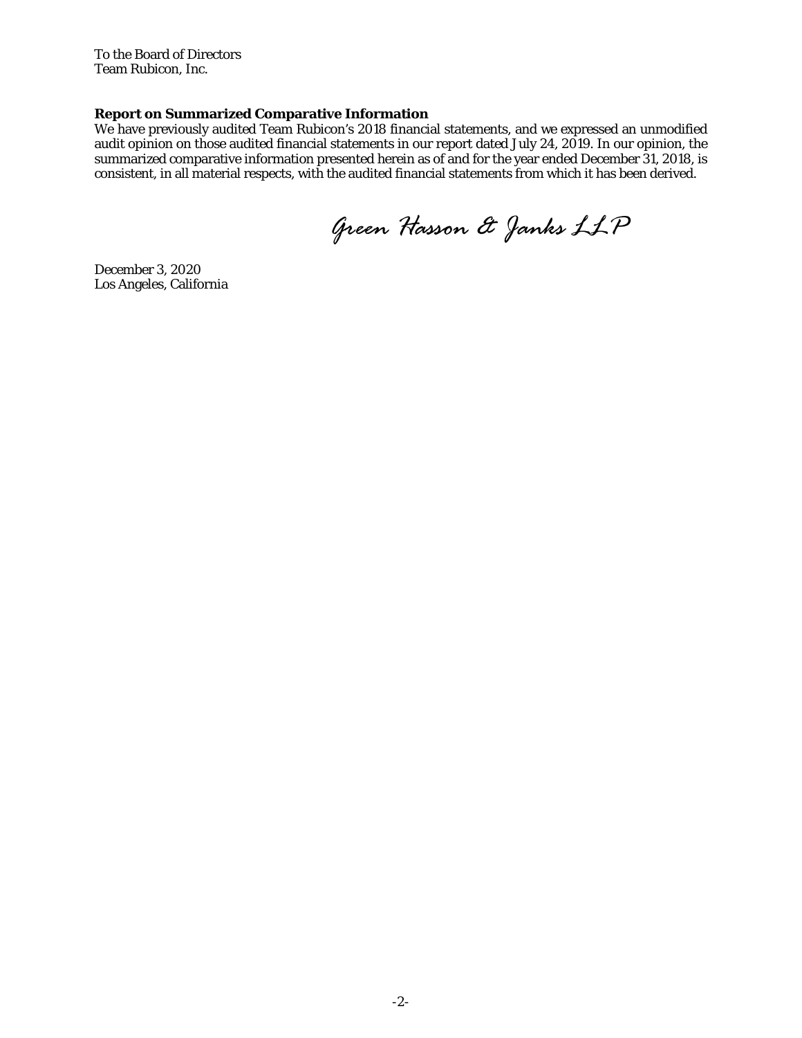To the Board of Directors
Team Rubicon, Inc.

**Report on Summarized Comparative Information**

We have previously audited Team Rubicon's 2018 financial statements, and we expressed an unmodified audit opinion on those audited financial statements in our report dated July 24, 2019. In our opinion, the summarized comparative information presented herein as of and for the year ended December 31, 2018, is consistent, in all material respects, with the audited financial statements from which it has been derived.

*Green Hasson & Janks LLP*

December 3, 2020
Los Angeles, California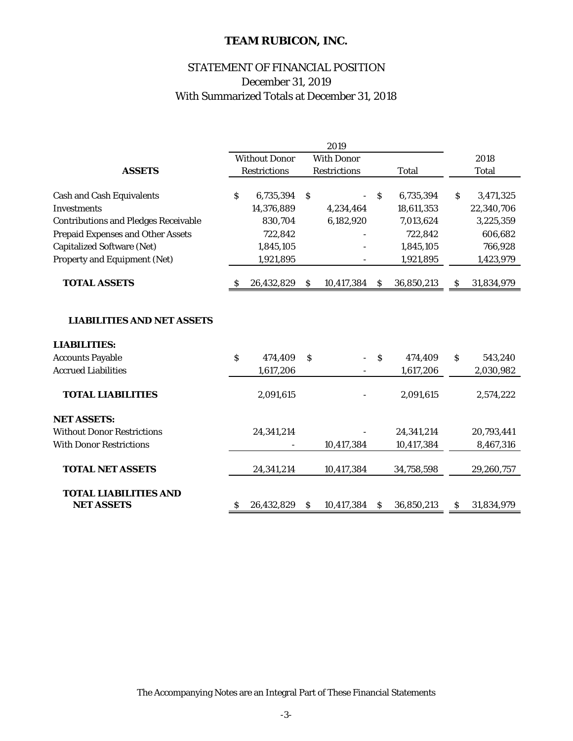# TEAM RUBICON, INC.

## STATEMENT OF FINANCIAL POSITION
December 31, 2019
With Summarized Totals at December 31, 2018

| | 2019 | | | |
|---|---|---|---|---|
| **ASSETS** | Without Donor Restrictions | With Donor Restrictions | Total | 2018 Total |
| Cash and Cash Equivalents | $ 6,735,394 | $ - | $ 6,735,394 | $ 3,471,325 |
| Investments | 14,376,889 | 4,234,464 | 18,611,353 | 22,340,706 |
| Contributions and Pledges Receivable | 830,704 | 6,182,920 | 7,013,624 | 3,225,359 |
| Prepaid Expenses and Other Assets | 722,842 | - | 722,842 | 606,682 |
| Capitalized Software (Net) | 1,845,105 | - | 1,845,105 | 766,928 |
| Property and Equipment (Net) | 1,921,895 | - | 1,921,895 | 1,423,979 |
| **TOTAL ASSETS** | $ 26,432,829 | $ 10,417,384 | $ 36,850,213 | $ 31,834,979 |
| | | | | |
| **LIABILITIES AND NET ASSETS** | | | | |
| **LIABILITIES:** | | | | |
| Accounts Payable | $ 474,409 | $ - | $ 474,409 | $ 543,240 |
| Accrued Liabilities | 1,617,206 | - | 1,617,206 | 2,030,982 |
| **TOTAL LIABILITIES** | 2,091,615 | - | 2,091,615 | 2,574,222 |
| **NET ASSETS:** | | | | |
| Without Donor Restrictions | 24,341,214 | - | 24,341,214 | 20,793,441 |
| With Donor Restrictions | - | 10,417,384 | 10,417,384 | 8,467,316 |
| **TOTAL NET ASSETS** | 24,341,214 | 10,417,384 | 34,758,598 | 29,260,757 |
| **TOTAL LIABILITIES AND NET ASSETS** | $ 26,432,829 | $ 10,417,384 | $ 36,850,213 | $ 31,834,979 |

The Accompanying Notes are an Integral Part of These Financial Statements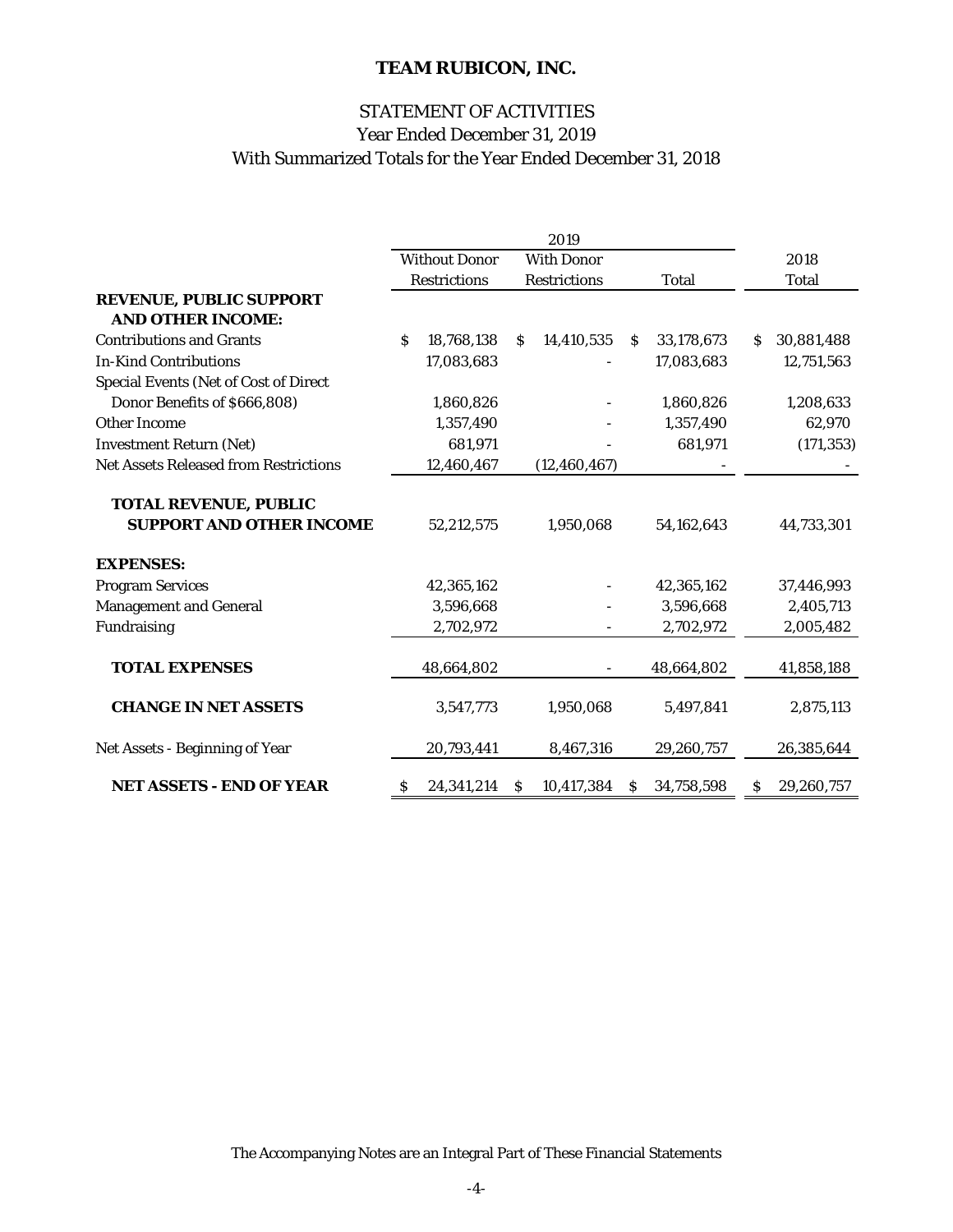# TEAM RUBICON, INC.

## STATEMENT OF ACTIVITIES
Year Ended December 31, 2019
With Summarized Totals for the Year Ended December 31, 2018

| | 2019 | | | 2018 |
|---|---|---|---|---|
| | Without Donor Restrictions | With Donor Restrictions | Total | Total |
| **REVENUE, PUBLIC SUPPORT AND OTHER INCOME:** | | | | |
| Contributions and Grants | $ 18,768,138 | $ 14,410,535 | $ 33,178,673 | $ 30,881,488 |
| In-Kind Contributions | 17,083,683 | - | 17,083,683 | 12,751,563 |
| Special Events (Net of Cost of Direct Donor Benefits of $666,808) | 1,860,826 | - | 1,860,826 | 1,208,633 |
| Other Income | 1,357,490 | - | 1,357,490 | 62,970 |
| Investment Return (Net) | 681,971 | - | 681,971 | (171,353) |
| Net Assets Released from Restrictions | 12,460,467 | (12,460,467) | - | - |
| **TOTAL REVENUE, PUBLIC SUPPORT AND OTHER INCOME** | 52,212,575 | 1,950,068 | 54,162,643 | 44,733,301 |
| **EXPENSES:** | | | | |
| Program Services | 42,365,162 | - | 42,365,162 | 37,446,993 |
| Management and General | 3,596,668 | - | 3,596,668 | 2,405,713 |
| Fundraising | 2,702,972 | - | 2,702,972 | 2,005,482 |
| **TOTAL EXPENSES** | 48,664,802 | - | 48,664,802 | 41,858,188 |
| **CHANGE IN NET ASSETS** | 3,547,773 | 1,950,068 | 5,497,841 | 2,875,113 |
| Net Assets - Beginning of Year | 20,793,441 | 8,467,316 | 29,260,757 | 26,385,644 |
| **NET ASSETS - END OF YEAR** | $ 24,341,214 | $ 10,417,384 | $ 34,758,598 | $ 29,260,757 |

The Accompanying Notes are an Integral Part of These Financial Statements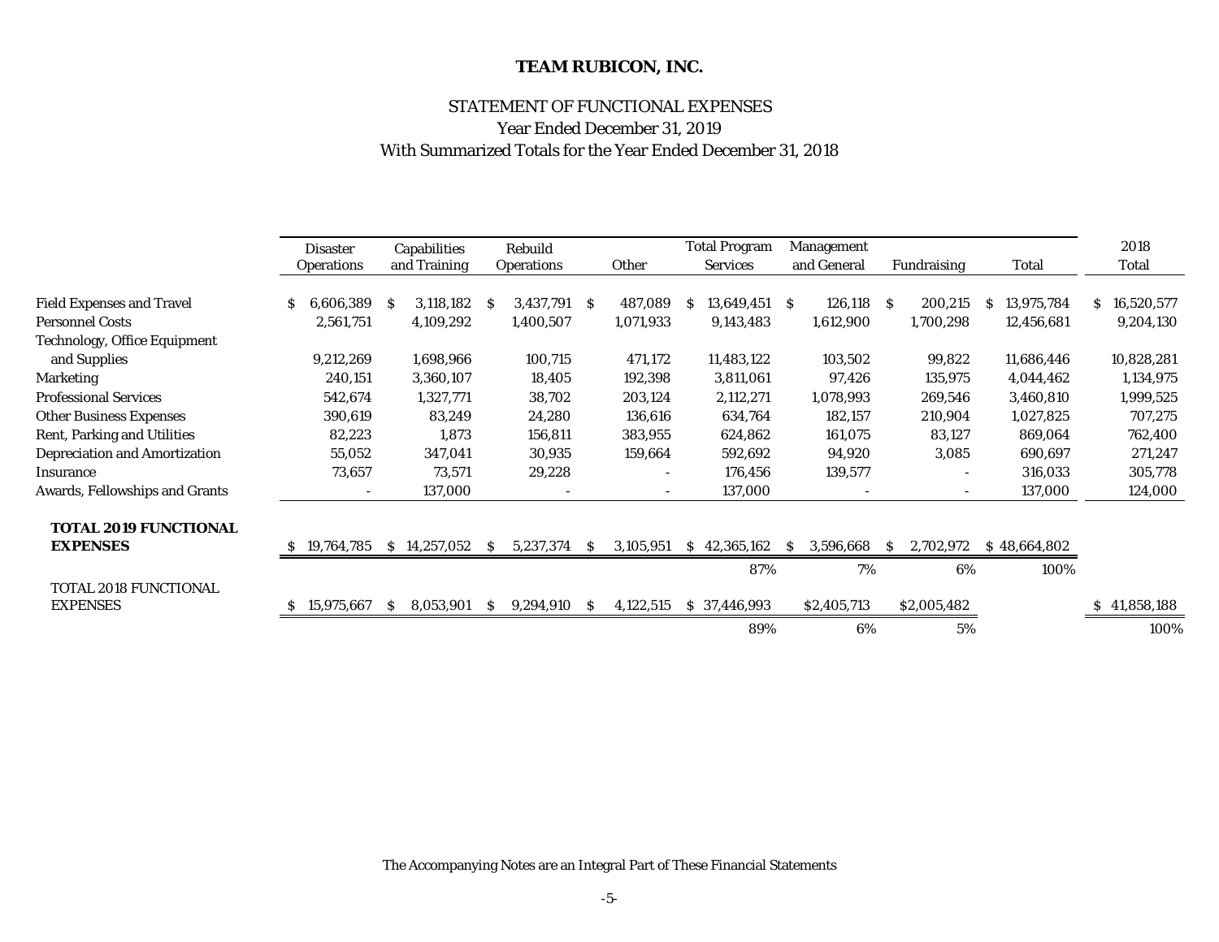# TEAM RUBICON, INC.

## STATEMENT OF FUNCTIONAL EXPENSES
Year Ended December 31, 2019
With Summarized Totals for the Year Ended December 31, 2018

| | Disaster Operations | Capabilities and Training | Rebuild Operations | Other | Total Program Services | Management and General | Fundraising | Total | 2018 Total |
|---|---|---|---|---|---|---|---|---|---|
| Field Expenses and Travel | $ 6,606,389 | $ 3,118,182 | $ 3,437,791 | $ 487,089 | $ 13,649,451 | $ 126,118 | $ 200,215 | $ 13,975,784 | $ 16,520,577 |
| Personnel Costs | 2,561,751 | 4,109,292 | 1,400,507 | 1,071,933 | 9,143,483 | 1,612,900 | 1,700,298 | 12,456,681 | 9,204,130 |
| Technology, Office Equipment and Supplies | 9,212,269 | 1,698,966 | 100,715 | 471,172 | 11,483,122 | 103,502 | 99,822 | 11,686,446 | 10,828,281 |
| Marketing | 240,151 | 3,360,107 | 18,405 | 192,398 | 3,811,061 | 97,426 | 135,975 | 4,044,462 | 1,134,975 |
| Professional Services | 542,674 | 1,327,771 | 38,702 | 203,124 | 2,112,271 | 1,078,993 | 269,546 | 3,460,810 | 1,999,525 |
| Other Business Expenses | 390,619 | 83,249 | 24,280 | 136,616 | 634,764 | 182,157 | 210,904 | 1,027,825 | 707,275 |
| Rent, Parking and Utilities | 82,223 | 1,873 | 156,811 | 383,955 | 624,862 | 161,075 | 83,127 | 869,064 | 762,400 |
| Depreciation and Amortization | 55,052 | 347,041 | 30,935 | 159,664 | 592,692 | 94,920 | 3,085 | 690,697 | 271,247 |
| Insurance | 73,657 | 73,571 | 29,228 | - | 176,456 | 139,577 | - | 316,033 | 305,778 |
| Awards, Fellowships and Grants | - | 137,000 | - | - | 137,000 | - | - | 137,000 | 124,000 |
| **TOTAL 2019 FUNCTIONAL EXPENSES** | $ 19,764,785 | $ 14,257,052 | $ 5,237,374 | $ 3,105,951 | $ 42,365,162 | $ 3,596,668 | $ 2,702,972 | $ 48,664,802 | |
| | | | | | 87% | 7% | 6% | 100% | |
| TOTAL 2018 FUNCTIONAL EXPENSES | $ 15,975,667 | $ 8,053,901 | $ 9,294,910 | $ 4,122,515 | $ 37,446,993 | $2,405,713 | $2,005,482 | | $ 41,858,188 |
| | | | | | 89% | 6% | 5% | | 100% |

The Accompanying Notes are an Integral Part of These Financial Statements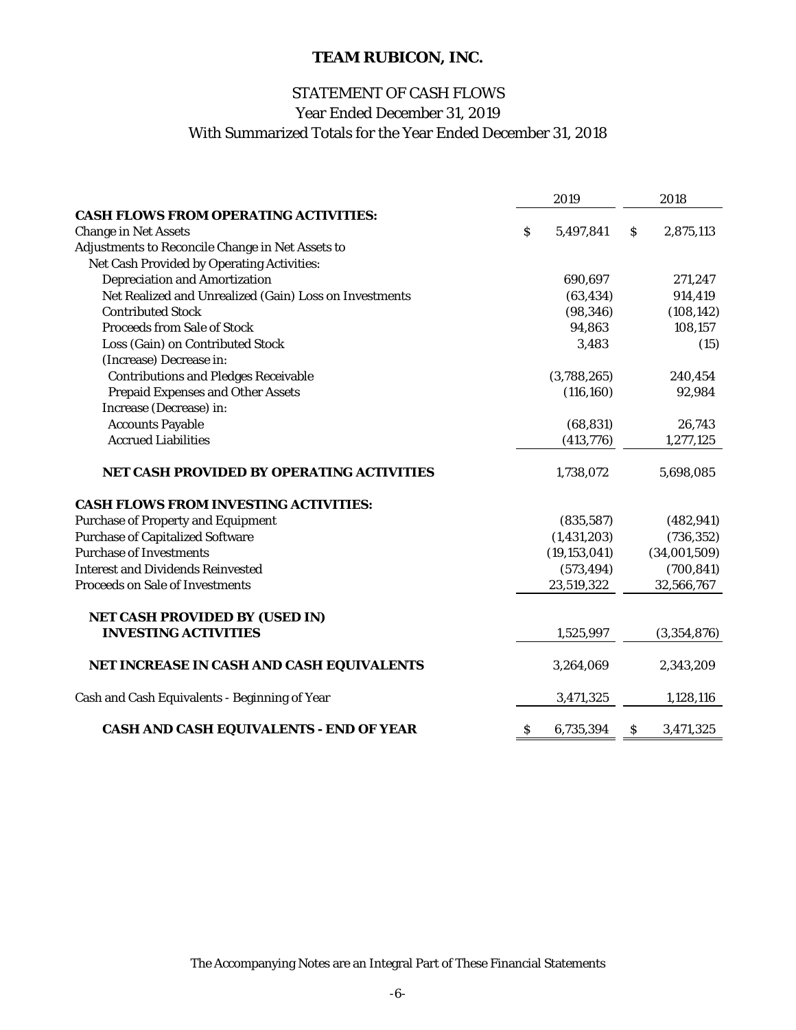# TEAM RUBICON, INC.

## STATEMENT OF CASH FLOWS
Year Ended December 31, 2019
With Summarized Totals for the Year Ended December 31, 2018

| | 2019 | 2018 |
|---|---|---|
| **CASH FLOWS FROM OPERATING ACTIVITIES:** | | |
| Change in Net Assets | $ 5,497,841 | $ 2,875,113 |
| Adjustments to Reconcile Change in Net Assets to | | |
| Net Cash Provided by Operating Activities: | | |
| Depreciation and Amortization | 690,697 | 271,247 |
| Net Realized and Unrealized (Gain) Loss on Investments | (63,434) | 914,419 |
| Contributed Stock | (98,346) | (108,142) |
| Proceeds from Sale of Stock | 94,863 | 108,157 |
| Loss (Gain) on Contributed Stock | 3,483 | (15) |
| (Increase) Decrease in: | | |
| Contributions and Pledges Receivable | (3,788,265) | 240,454 |
| Prepaid Expenses and Other Assets | (116,160) | 92,984 |
| Increase (Decrease) in: | | |
| Accounts Payable | (68,831) | 26,743 |
| Accrued Liabilities | (413,776) | 1,277,125 |
| **NET CASH PROVIDED BY OPERATING ACTIVITIES** | 1,738,072 | 5,698,085 |
| **CASH FLOWS FROM INVESTING ACTIVITIES:** | | |
| Purchase of Property and Equipment | (835,587) | (482,941) |
| Purchase of Capitalized Software | (1,431,203) | (736,352) |
| Purchase of Investments | (19,153,041) | (34,001,509) |
| Interest and Dividends Reinvested | (573,494) | (700,841) |
| Proceeds on Sale of Investments | 23,519,322 | 32,566,767 |
| **NET CASH PROVIDED BY (USED IN) INVESTING ACTIVITIES** | 1,525,997 | (3,354,876) |
| **NET INCREASE IN CASH AND CASH EQUIVALENTS** | 3,264,069 | 2,343,209 |
| Cash and Cash Equivalents - Beginning of Year | 3,471,325 | 1,128,116 |
| **CASH AND CASH EQUIVALENTS - END OF YEAR** | $ 6,735,394 | $ 3,471,325 |

The Accompanying Notes are an Integral Part of These Financial Statements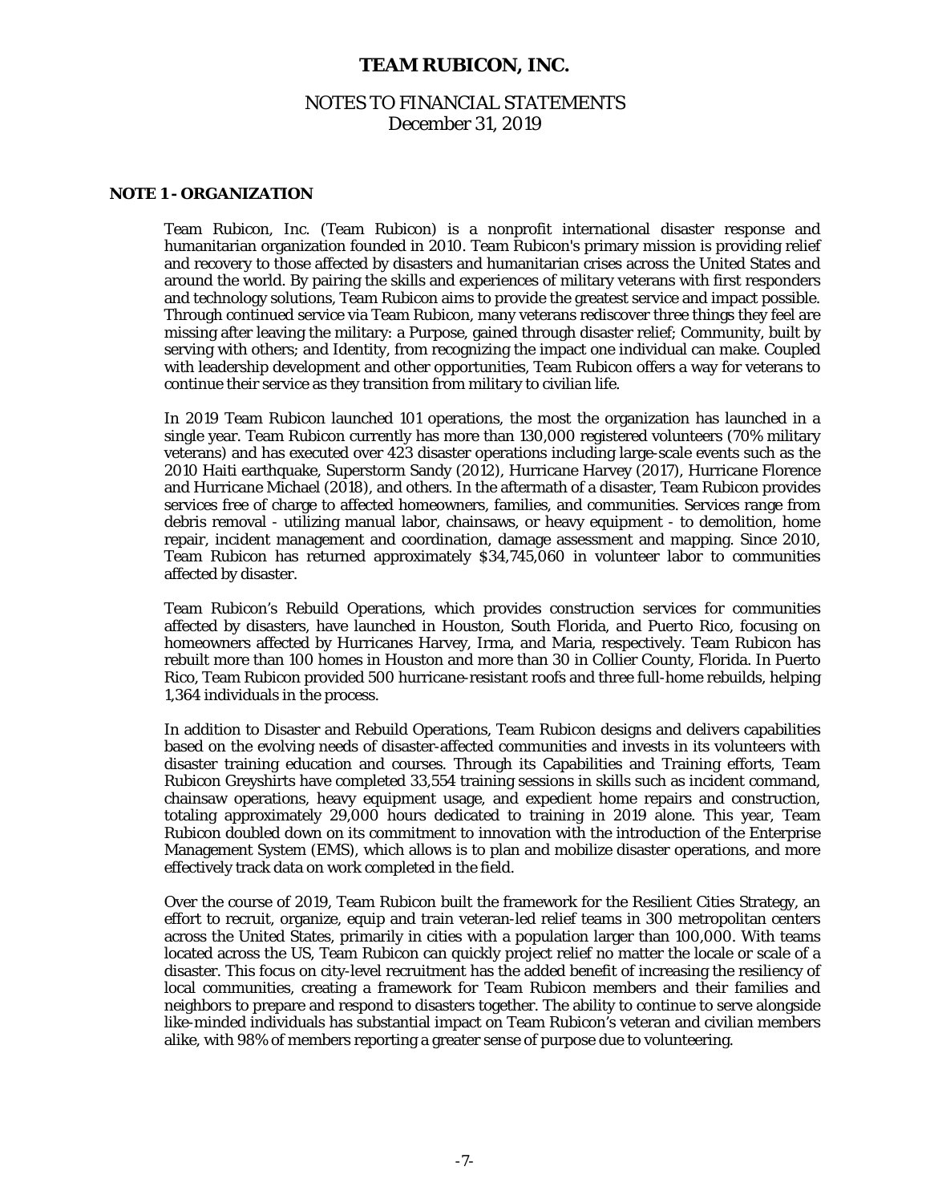# TEAM RUBICON, INC.

## NOTES TO FINANCIAL STATEMENTS
December 31, 2019

### NOTE 1 - ORGANIZATION

Team Rubicon, Inc. (Team Rubicon) is a nonprofit international disaster response and humanitarian organization founded in 2010. Team Rubicon's primary mission is providing relief and recovery to those affected by disasters and humanitarian crises across the United States and around the world. By pairing the skills and experiences of military veterans with first responders and technology solutions, Team Rubicon aims to provide the greatest service and impact possible. Through continued service via Team Rubicon, many veterans rediscover three things they feel are missing after leaving the military: a Purpose, gained through disaster relief; Community, built by serving with others; and Identity, from recognizing the impact one individual can make. Coupled with leadership development and other opportunities, Team Rubicon offers a way for veterans to continue their service as they transition from military to civilian life.

In 2019 Team Rubicon launched 101 operations, the most the organization has launched in a single year. Team Rubicon currently has more than 130,000 registered volunteers (70% military veterans) and has executed over 423 disaster operations including large-scale events such as the 2010 Haiti earthquake, Superstorm Sandy (2012), Hurricane Harvey (2017), Hurricane Florence and Hurricane Michael (2018), and others. In the aftermath of a disaster, Team Rubicon provides services free of charge to affected homeowners, families, and communities. Services range from debris removal - utilizing manual labor, chainsaws, or heavy equipment - to demolition, home repair, incident management and coordination, damage assessment and mapping. Since 2010, Team Rubicon has returned approximately $34,745,060 in volunteer labor to communities affected by disaster.

Team Rubicon's Rebuild Operations, which provides construction services for communities affected by disasters, have launched in Houston, South Florida, and Puerto Rico, focusing on homeowners affected by Hurricanes Harvey, Irma, and Maria, respectively. Team Rubicon has rebuilt more than 100 homes in Houston and more than 30 in Collier County, Florida. In Puerto Rico, Team Rubicon provided 500 hurricane-resistant roofs and three full-home rebuilds, helping 1,364 individuals in the process.

In addition to Disaster and Rebuild Operations, Team Rubicon designs and delivers capabilities based on the evolving needs of disaster-affected communities and invests in its volunteers with disaster training education and courses. Through its Capabilities and Training efforts, Team Rubicon Greyshirts have completed 33,554 training sessions in skills such as incident command, chainsaw operations, heavy equipment usage, and expedient home repairs and construction, totaling approximately 29,000 hours dedicated to training in 2019 alone. This year, Team Rubicon doubled down on its commitment to innovation with the introduction of the Enterprise Management System (EMS), which allows is to plan and mobilize disaster operations, and more effectively track data on work completed in the field.

Over the course of 2019, Team Rubicon built the framework for the Resilient Cities Strategy, an effort to recruit, organize, equip and train veteran-led relief teams in 300 metropolitan centers across the United States, primarily in cities with a population larger than 100,000. With teams located across the US, Team Rubicon can quickly project relief no matter the locale or scale of a disaster. This focus on city-level recruitment has the added benefit of increasing the resiliency of local communities, creating a framework for Team Rubicon members and their families and neighbors to prepare and respond to disasters together. The ability to continue to serve alongside like-minded individuals has substantial impact on Team Rubicon's veteran and civilian members alike, with 98% of members reporting a greater sense of purpose due to volunteering.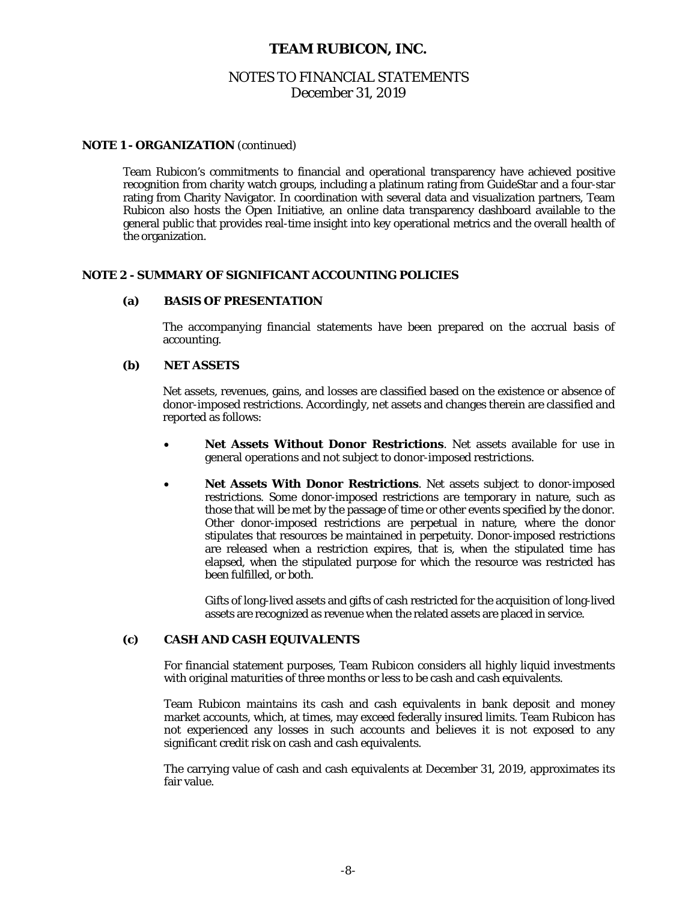**NOTE 1 - ORGANIZATION** (continued)

Team Rubicon's commitments to financial and operational transparency have achieved positive recognition from charity watch groups, including a platinum rating from GuideStar and a four-star rating from Charity Navigator. In coordination with several data and visualization partners, Team Rubicon also hosts the Open Initiative, an online data transparency dashboard available to the general public that provides real-time insight into key operational metrics and the overall health of the organization.

**NOTE 2 - SUMMARY OF SIGNIFICANT ACCOUNTING POLICIES**

**(a) BASIS OF PRESENTATION**

The accompanying financial statements have been prepared on the accrual basis of accounting.

**(b) NET ASSETS**

Net assets, revenues, gains, and losses are classified based on the existence or absence of donor-imposed restrictions. Accordingly, net assets and changes therein are classified and reported as follows:

- **Net Assets Without Donor Restrictions**. Net assets available for use in general operations and not subject to donor-imposed restrictions.
- **Net Assets With Donor Restrictions**. Net assets subject to donor-imposed restrictions. Some donor-imposed restrictions are temporary in nature, such as those that will be met by the passage of time or other events specified by the donor. Other donor-imposed restrictions are perpetual in nature, where the donor stipulates that resources be maintained in perpetuity. Donor-imposed restrictions are released when a restriction expires, that is, when the stipulated time has elapsed, when the stipulated purpose for which the resource was restricted has been fulfilled, or both.

  Gifts of long-lived assets and gifts of cash restricted for the acquisition of long-lived assets are recognized as revenue when the related assets are placed in service.

**(c) CASH AND CASH EQUIVALENTS**

For financial statement purposes, Team Rubicon considers all highly liquid investments with original maturities of three months or less to be cash and cash equivalents.

Team Rubicon maintains its cash and cash equivalents in bank deposit and money market accounts, which, at times, may exceed federally insured limits. Team Rubicon has not experienced any losses in such accounts and believes it is not exposed to any significant credit risk on cash and cash equivalents.

The carrying value of cash and cash equivalents at December 31, 2019, approximates its fair value.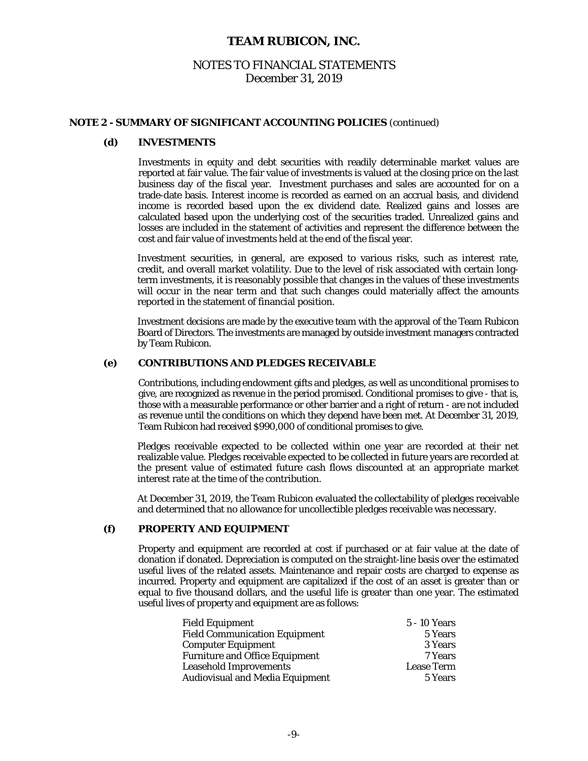# TEAM RUBICON, INC.

## NOTES TO FINANCIAL STATEMENTS
December 31, 2019

**NOTE 2 - SUMMARY OF SIGNIFICANT ACCOUNTING POLICIES** *(continued)*

**(d) INVESTMENTS**

Investments in equity and debt securities with readily determinable market values are reported at fair value. The fair value of investments is valued at the closing price on the last business day of the fiscal year. Investment purchases and sales are accounted for on a trade-date basis. Interest income is recorded as earned on an accrual basis, and dividend income is recorded based upon the ex dividend date. Realized gains and losses are calculated based upon the underlying cost of the securities traded. Unrealized gains and losses are included in the statement of activities and represent the difference between the cost and fair value of investments held at the end of the fiscal year.

Investment securities, in general, are exposed to various risks, such as interest rate, credit, and overall market volatility. Due to the level of risk associated with certain long-term investments, it is reasonably possible that changes in the values of these investments will occur in the near term and that such changes could materially affect the amounts reported in the statement of financial position.

Investment decisions are made by the executive team with the approval of the Team Rubicon Board of Directors. The investments are managed by outside investment managers contracted by Team Rubicon.

**(e) CONTRIBUTIONS AND PLEDGES RECEIVABLE**

Contributions, including endowment gifts and pledges, as well as unconditional promises to give, are recognized as revenue in the period promised. Conditional promises to give - that is, those with a measurable performance or other barrier and a right of return - are not included as revenue until the conditions on which they depend have been met. At December 31, 2019, Team Rubicon had received $990,000 of conditional promises to give.

Pledges receivable expected to be collected within one year are recorded at their net realizable value. Pledges receivable expected to be collected in future years are recorded at the present value of estimated future cash flows discounted at an appropriate market interest rate at the time of the contribution.

At December 31, 2019, the Team Rubicon evaluated the collectability of pledges receivable and determined that no allowance for uncollectible pledges receivable was necessary.

**(f) PROPERTY AND EQUIPMENT**

Property and equipment are recorded at cost if purchased or at fair value at the date of donation if donated. Depreciation is computed on the straight-line basis over the estimated useful lives of the related assets. Maintenance and repair costs are charged to expense as incurred. Property and equipment are capitalized if the cost of an asset is greater than or equal to five thousand dollars, and the useful life is greater than one year. The estimated useful lives of property and equipment are as follows:

| | |
|---|---|
| Field Equipment | 5 - 10 Years |
| Field Communication Equipment | 5 Years |
| Computer Equipment | 3 Years |
| Furniture and Office Equipment | 7 Years |
| Leasehold Improvements | Lease Term |
| Audiovisual and Media Equipment | 5 Years |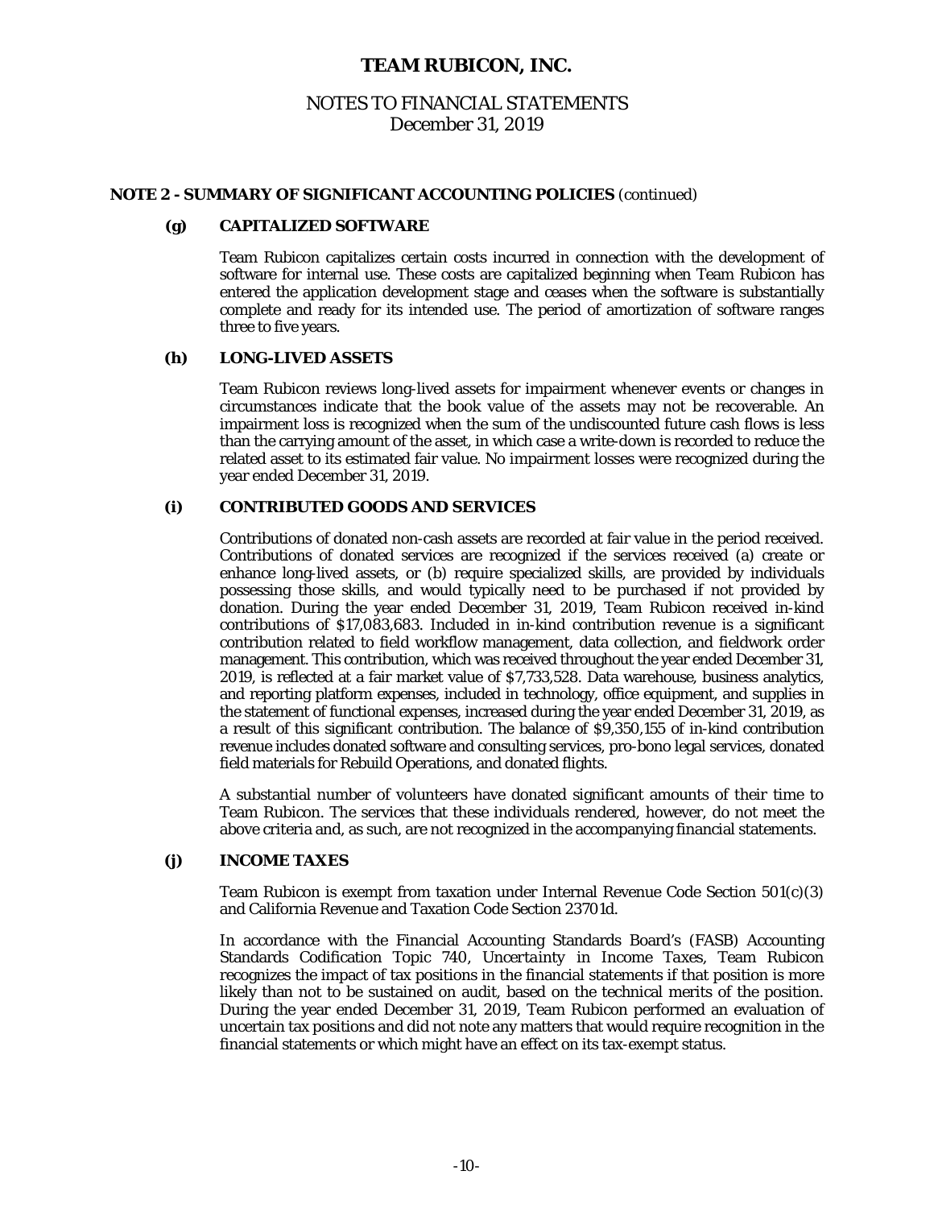## NOTE 2 - SUMMARY OF SIGNIFICANT ACCOUNTING POLICIES *(continued)*

### (g) CAPITALIZED SOFTWARE

Team Rubicon capitalizes certain costs incurred in connection with the development of software for internal use. These costs are capitalized beginning when Team Rubicon has entered the application development stage and ceases when the software is substantially complete and ready for its intended use. The period of amortization of software ranges three to five years.

### (h) LONG-LIVED ASSETS

Team Rubicon reviews long-lived assets for impairment whenever events or changes in circumstances indicate that the book value of the assets may not be recoverable. An impairment loss is recognized when the sum of the undiscounted future cash flows is less than the carrying amount of the asset, in which case a write-down is recorded to reduce the related asset to its estimated fair value. No impairment losses were recognized during the year ended December 31, 2019.

### (i) CONTRIBUTED GOODS AND SERVICES

Contributions of donated non-cash assets are recorded at fair value in the period received. Contributions of donated services are recognized if the services received (a) create or enhance long-lived assets, or (b) require specialized skills, are provided by individuals possessing those skills, and would typically need to be purchased if not provided by donation. During the year ended December 31, 2019, Team Rubicon received in-kind contributions of $17,083,683. Included in in-kind contribution revenue is a significant contribution related to field workflow management, data collection, and fieldwork order management. This contribution, which was received throughout the year ended December 31, 2019, is reflected at a fair market value of $7,733,528. Data warehouse, business analytics, and reporting platform expenses, included in technology, office equipment, and supplies in the statement of functional expenses, increased during the year ended December 31, 2019, as a result of this significant contribution. The balance of $9,350,155 of in-kind contribution revenue includes donated software and consulting services, pro-bono legal services, donated field materials for Rebuild Operations, and donated flights.

A substantial number of volunteers have donated significant amounts of their time to Team Rubicon. The services that these individuals rendered, however, do not meet the above criteria and, as such, are not recognized in the accompanying financial statements.

### (j) INCOME TAXES

Team Rubicon is exempt from taxation under Internal Revenue Code Section 501(c)(3) and California Revenue and Taxation Code Section 23701d.

In accordance with the Financial Accounting Standards Board's (FASB) Accounting Standards Codification Topic 740, *Uncertainty in Income Taxes*, Team Rubicon recognizes the impact of tax positions in the financial statements if that position is more likely than not to be sustained on audit, based on the technical merits of the position. During the year ended December 31, 2019, Team Rubicon performed an evaluation of uncertain tax positions and did not note any matters that would require recognition in the financial statements or which might have an effect on its tax-exempt status.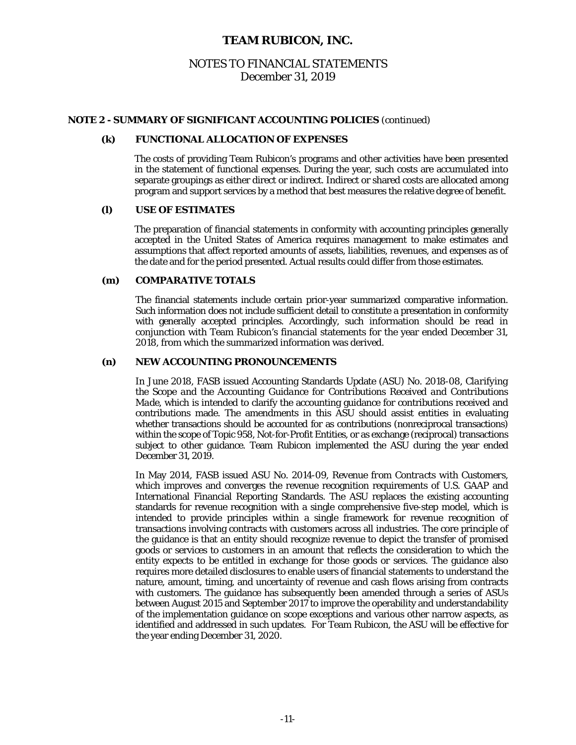# TEAM RUBICON, INC.

## NOTES TO FINANCIAL STATEMENTS
December 31, 2019

**NOTE 2 - SUMMARY OF SIGNIFICANT ACCOUNTING POLICIES** *(continued)*

**(k) FUNCTIONAL ALLOCATION OF EXPENSES**

The costs of providing Team Rubicon's programs and other activities have been presented in the statement of functional expenses. During the year, such costs are accumulated into separate groupings as either direct or indirect. Indirect or shared costs are allocated among program and support services by a method that best measures the relative degree of benefit.

**(l) USE OF ESTIMATES**

The preparation of financial statements in conformity with accounting principles generally accepted in the United States of America requires management to make estimates and assumptions that affect reported amounts of assets, liabilities, revenues, and expenses as of the date and for the period presented. Actual results could differ from those estimates.

**(m) COMPARATIVE TOTALS**

The financial statements include certain prior-year summarized comparative information. Such information does not include sufficient detail to constitute a presentation in conformity with generally accepted principles. Accordingly, such information should be read in conjunction with Team Rubicon's financial statements for the year ended December 31, 2018, from which the summarized information was derived.

**(n) NEW ACCOUNTING PRONOUNCEMENTS**

In June 2018, FASB issued Accounting Standards Update (ASU) No. 2018-08, *Clarifying the Scope and the Accounting Guidance for Contributions Received and Contributions Made*, which is intended to clarify the accounting guidance for contributions received and contributions made. The amendments in this ASU should assist entities in evaluating whether transactions should be accounted for as contributions (nonreciprocal transactions) within the scope of Topic 958, Not-for-Profit Entities, or as exchange (reciprocal) transactions subject to other guidance. Team Rubicon implemented the ASU during the year ended December 31, 2019.

In May 2014, FASB issued ASU No. 2014-09, *Revenue from Contracts with Customers*, which improves and converges the revenue recognition requirements of U.S. GAAP and International Financial Reporting Standards. The ASU replaces the existing accounting standards for revenue recognition with a single comprehensive five-step model, which is intended to provide principles within a single framework for revenue recognition of transactions involving contracts with customers across all industries. The core principle of the guidance is that an entity should recognize revenue to depict the transfer of promised goods or services to customers in an amount that reflects the consideration to which the entity expects to be entitled in exchange for those goods or services. The guidance also requires more detailed disclosures to enable users of financial statements to understand the nature, amount, timing, and uncertainty of revenue and cash flows arising from contracts with customers. The guidance has subsequently been amended through a series of ASUs between August 2015 and September 2017 to improve the operability and understandability of the implementation guidance on scope exceptions and various other narrow aspects, as identified and addressed in such updates. For Team Rubicon, the ASU will be effective for the year ending December 31, 2020.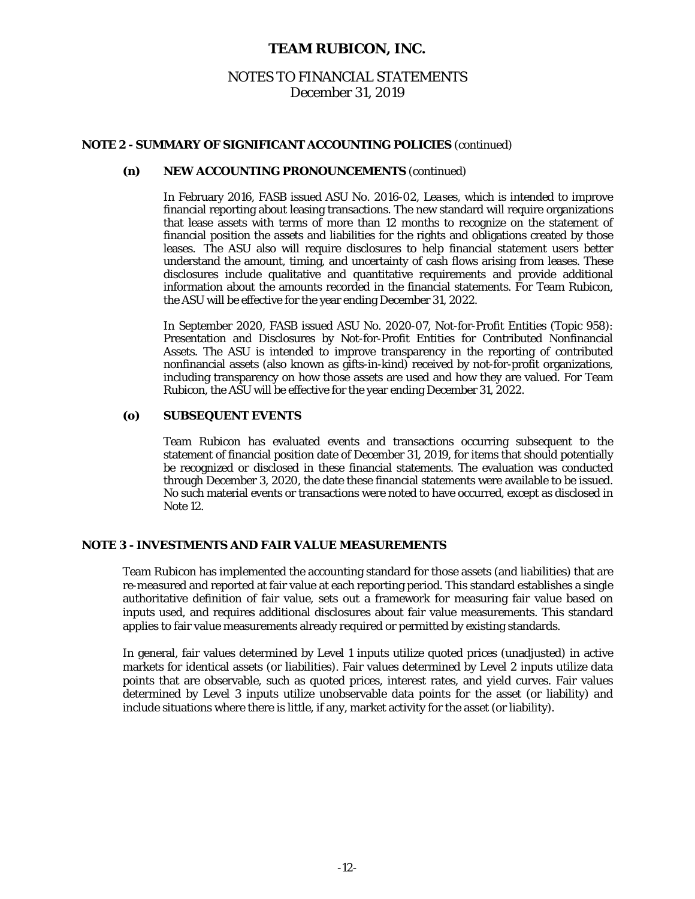## NOTE 2 - SUMMARY OF SIGNIFICANT ACCOUNTING POLICIES (continued)

### (n) NEW ACCOUNTING PRONOUNCEMENTS (continued)

In February 2016, FASB issued ASU No. 2016-02, *Leases*, which is intended to improve financial reporting about leasing transactions. The new standard will require organizations that lease assets with terms of more than 12 months to recognize on the statement of financial position the assets and liabilities for the rights and obligations created by those leases. The ASU also will require disclosures to help financial statement users better understand the amount, timing, and uncertainty of cash flows arising from leases. These disclosures include qualitative and quantitative requirements and provide additional information about the amounts recorded in the financial statements. For Team Rubicon, the ASU will be effective for the year ending December 31, 2022.

In September 2020, FASB issued ASU No. 2020-07, Not-for-Profit Entities (Topic 958): Presentation and Disclosures by Not-for-Profit Entities for Contributed Nonfinancial Assets. The ASU is intended to improve transparency in the reporting of contributed nonfinancial assets (also known as gifts-in-kind) received by not-for-profit organizations, including transparency on how those assets are used and how they are valued. For Team Rubicon, the ASU will be effective for the year ending December 31, 2022.

### (o) SUBSEQUENT EVENTS

Team Rubicon has evaluated events and transactions occurring subsequent to the statement of financial position date of December 31, 2019, for items that should potentially be recognized or disclosed in these financial statements. The evaluation was conducted through December 3, 2020, the date these financial statements were available to be issued. No such material events or transactions were noted to have occurred, except as disclosed in Note 12.

## NOTE 3 - INVESTMENTS AND FAIR VALUE MEASUREMENTS

Team Rubicon has implemented the accounting standard for those assets (and liabilities) that are re-measured and reported at fair value at each reporting period. This standard establishes a single authoritative definition of fair value, sets out a framework for measuring fair value based on inputs used, and requires additional disclosures about fair value measurements. This standard applies to fair value measurements already required or permitted by existing standards.

In general, fair values determined by Level 1 inputs utilize quoted prices (unadjusted) in active markets for identical assets (or liabilities). Fair values determined by Level 2 inputs utilize data points that are observable, such as quoted prices, interest rates, and yield curves. Fair values determined by Level 3 inputs utilize unobservable data points for the asset (or liability) and include situations where there is little, if any, market activity for the asset (or liability).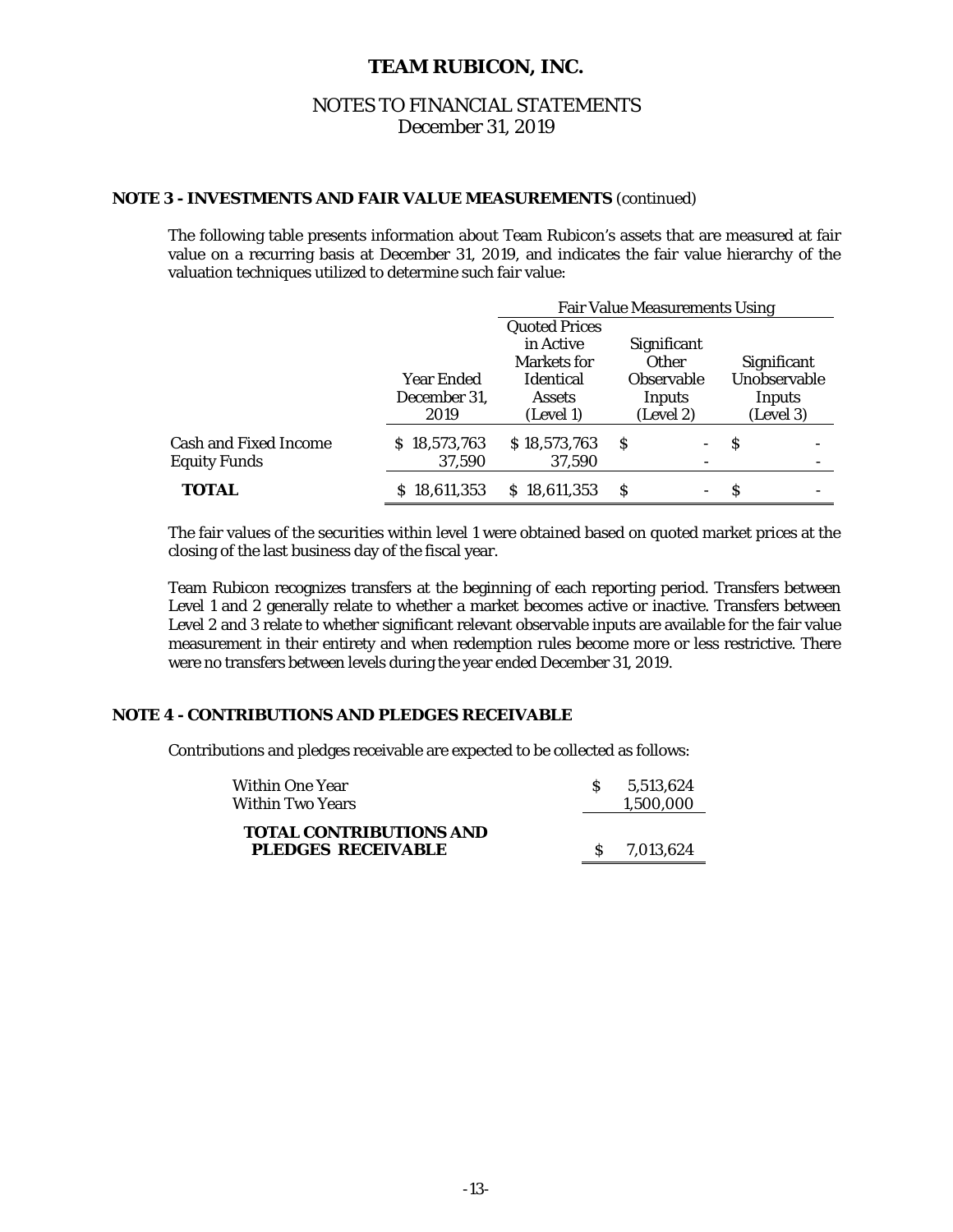# TEAM RUBICON, INC.

## NOTES TO FINANCIAL STATEMENTS
December 31, 2019

### NOTE 3 - INVESTMENTS AND FAIR VALUE MEASUREMENTS (continued)

The following table presents information about Team Rubicon's assets that are measured at fair value on a recurring basis at December 31, 2019, and indicates the fair value hierarchy of the valuation techniques utilized to determine such fair value:

| | | Fair Value Measurements Using | | |
|---|---|---|---|---|
| | Year Ended December 31, 2019 | Quoted Prices in Active Markets for Identical Assets (Level 1) | Significant Other Observable Inputs (Level 2) | Significant Unobservable Inputs (Level 3) |
| Cash and Fixed Income | $ 18,573,763 | $ 18,573,763 | $ - | $ - |
| Equity Funds | 37,590 | 37,590 | - | - |
| **TOTAL** | $ 18,611,353 | $ 18,611,353 | $ - | $ - |

The fair values of the securities within level 1 were obtained based on quoted market prices at the closing of the last business day of the fiscal year.

Team Rubicon recognizes transfers at the beginning of each reporting period. Transfers between Level 1 and 2 generally relate to whether a market becomes active or inactive. Transfers between Level 2 and 3 relate to whether significant relevant observable inputs are available for the fair value measurement in their entirety and when redemption rules become more or less restrictive. There were no transfers between levels during the year ended December 31, 2019.

### NOTE 4 - CONTRIBUTIONS AND PLEDGES RECEIVABLE

Contributions and pledges receivable are expected to be collected as follows:

| | |
|---|---|
| Within One Year | $ 5,513,624 |
| Within Two Years | 1,500,000 |
| **TOTAL CONTRIBUTIONS AND PLEDGES RECEIVABLE** | $ 7,013,624 |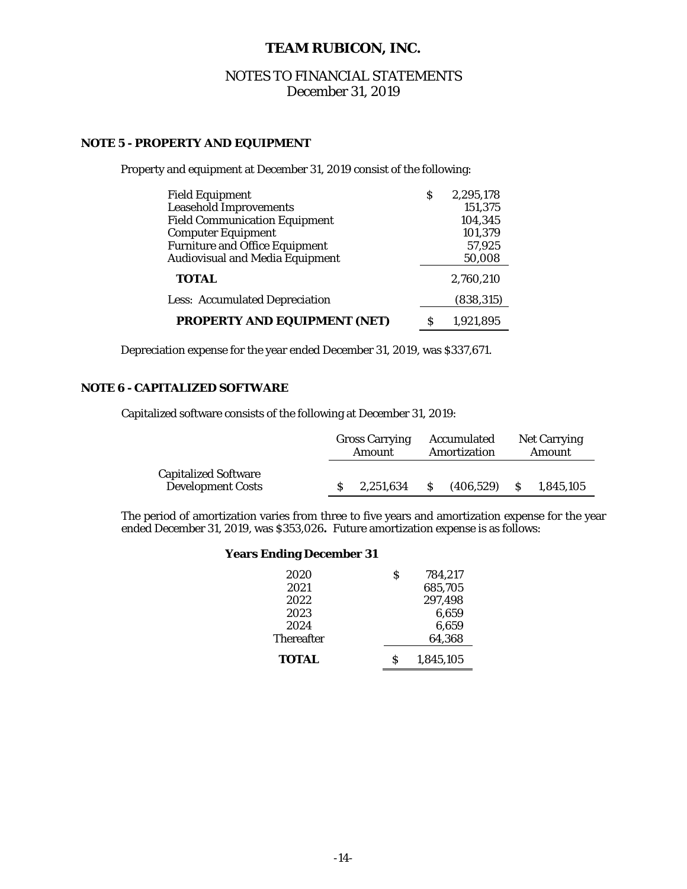# TEAM RUBICON, INC.

## NOTES TO FINANCIAL STATEMENTS
December 31, 2019

### NOTE 5 - PROPERTY AND EQUIPMENT

Property and equipment at December 31, 2019 consist of the following:

| | |
|---|---|
| Field Equipment | $ 2,295,178 |
| Leasehold Improvements | 151,375 |
| Field Communication Equipment | 104,345 |
| Computer Equipment | 101,379 |
| Furniture and Office Equipment | 57,925 |
| Audiovisual and Media Equipment | 50,008 |
| **TOTAL** | 2,760,210 |
| Less: Accumulated Depreciation | (838,315) |
| **PROPERTY AND EQUIPMENT (NET)** | $ 1,921,895 |

Depreciation expense for the year ended December 31, 2019, was $337,671.

### NOTE 6 - CAPITALIZED SOFTWARE

Capitalized software consists of the following at December 31, 2019:

| | Gross Carrying Amount | Accumulated Amortization | Net Carrying Amount |
|---|---|---|---|
| Capitalized Software Development Costs | $ 2,251,634 | $ (406,529) | $ 1,845,105 |

The period of amortization varies from three to five years and amortization expense for the year ended December 31, 2019, was $353,026**.** Future amortization expense is as follows:

| **Years Ending December 31** | |
|---|---|
| 2020 | $ 784,217 |
| 2021 | 685,705 |
| 2022 | 297,498 |
| 2023 | 6,659 |
| 2024 | 6,659 |
| Thereafter | 64,368 |
| **TOTAL** | $ 1,845,105 |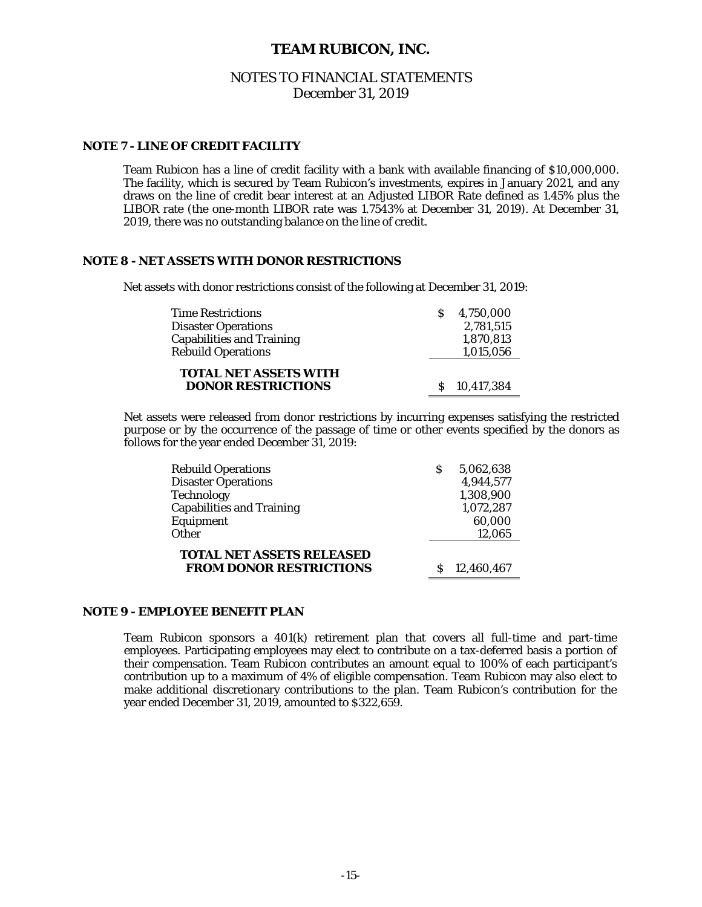# TEAM RUBICON, INC.

## NOTES TO FINANCIAL STATEMENTS
December 31, 2019

### NOTE 7 - LINE OF CREDIT FACILITY

Team Rubicon has a line of credit facility with a bank with available financing of $10,000,000. The facility, which is secured by Team Rubicon's investments, expires in January 2021, and any draws on the line of credit bear interest at an Adjusted LIBOR Rate defined as 1.45% plus the LIBOR rate (the one-month LIBOR rate was 1.7543% at December 31, 2019). At December 31, 2019, there was no outstanding balance on the line of credit.

### NOTE 8 - NET ASSETS WITH DONOR RESTRICTIONS

Net assets with donor restrictions consist of the following at December 31, 2019:

| | |
|---|---|
| Time Restrictions | $ 4,750,000 |
| Disaster Operations | 2,781,515 |
| Capabilities and Training | 1,870,813 |
| Rebuild Operations | 1,015,056 |
| **TOTAL NET ASSETS WITH DONOR RESTRICTIONS** | $ 10,417,384 |

Net assets were released from donor restrictions by incurring expenses satisfying the restricted purpose or by the occurrence of the passage of time or other events specified by the donors as follows for the year ended December 31, 2019:

| | |
|---|---|
| Rebuild Operations | $ 5,062,638 |
| Disaster Operations | 4,944,577 |
| Technology | 1,308,900 |
| Capabilities and Training | 1,072,287 |
| Equipment | 60,000 |
| Other | 12,065 |
| **TOTAL NET ASSETS RELEASED FROM DONOR RESTRICTIONS** | $ 12,460,467 |

### NOTE 9 - EMPLOYEE BENEFIT PLAN

Team Rubicon sponsors a 401(k) retirement plan that covers all full-time and part-time employees. Participating employees may elect to contribute on a tax-deferred basis a portion of their compensation. Team Rubicon contributes an amount equal to 100% of each participant's contribution up to a maximum of 4% of eligible compensation. Team Rubicon may also elect to make additional discretionary contributions to the plan. Team Rubicon's contribution for the year ended December 31, 2019, amounted to $322,659.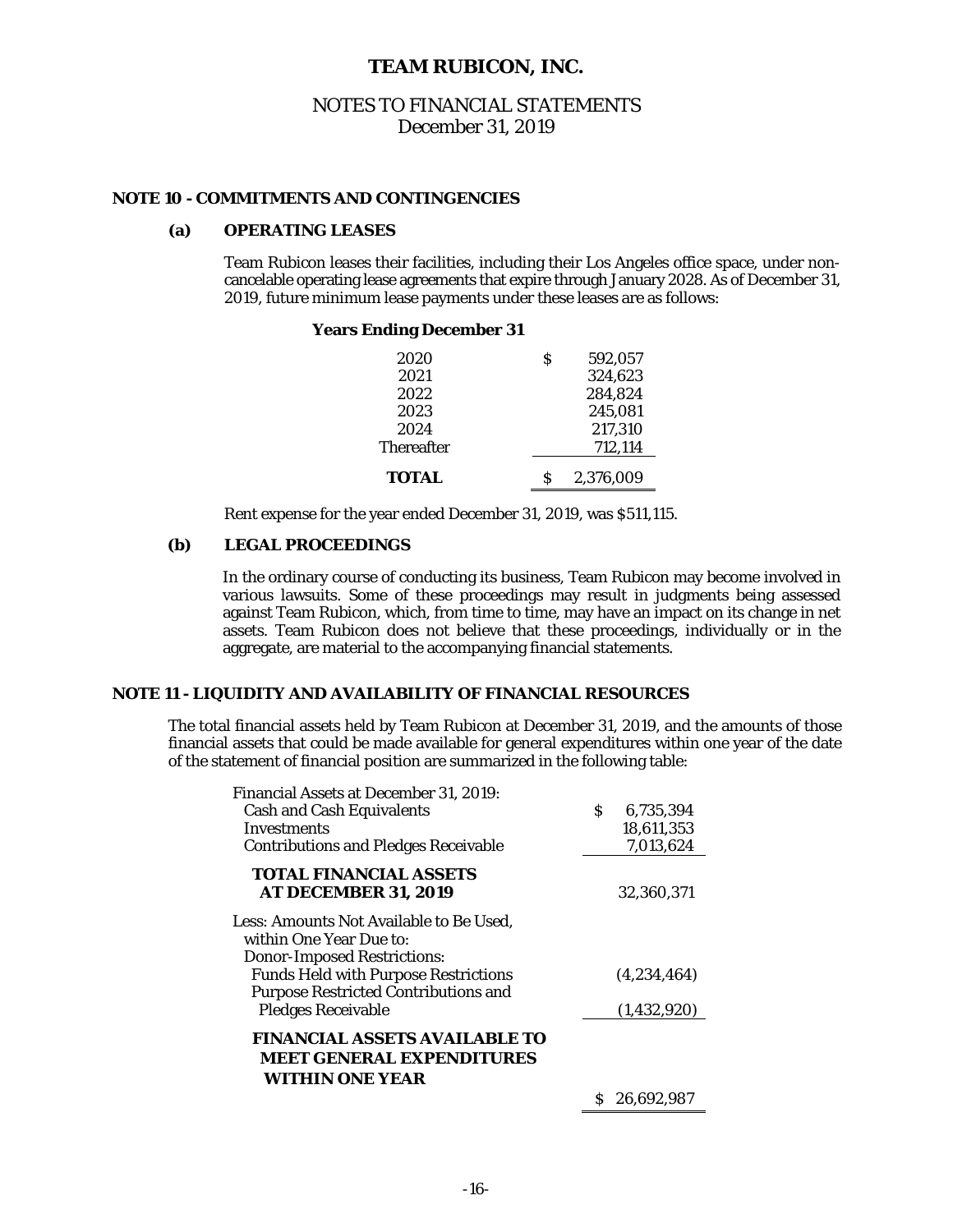# TEAM RUBICON, INC.

## NOTES TO FINANCIAL STATEMENTS
December 31, 2019

### NOTE 10 - COMMITMENTS AND CONTINGENCIES

#### (a) OPERATING LEASES

Team Rubicon leases their facilities, including their Los Angeles office space, under non-cancelable operating lease agreements that expire through January 2028. As of December 31, 2019, future minimum lease payments under these leases are as follows:

| Years Ending December 31 | |
|---|---|
| 2020 | $ 592,057 |
| 2021 | 324,623 |
| 2022 | 284,824 |
| 2023 | 245,081 |
| 2024 | 217,310 |
| Thereafter | 712,114 |
| **TOTAL** | $ 2,376,009 |

Rent expense for the year ended December 31, 2019, was $511,115.

#### (b) LEGAL PROCEEDINGS

In the ordinary course of conducting its business, Team Rubicon may become involved in various lawsuits. Some of these proceedings may result in judgments being assessed against Team Rubicon, which, from time to time, may have an impact on its change in net assets. Team Rubicon does not believe that these proceedings, individually or in the aggregate, are material to the accompanying financial statements.

### NOTE 11 - LIQUIDITY AND AVAILABILITY OF FINANCIAL RESOURCES

The total financial assets held by Team Rubicon at December 31, 2019, and the amounts of those financial assets that could be made available for general expenditures within one year of the date of the statement of financial position are summarized in the following table:

| | |
|---|---|
| Financial Assets at December 31, 2019: | |
| Cash and Cash Equivalents | $ 6,735,394 |
| Investments | 18,611,353 |
| Contributions and Pledges Receivable | 7,013,624 |
| **TOTAL FINANCIAL ASSETS AT DECEMBER 31, 2019** | 32,360,371 |
| Less: Amounts Not Available to Be Used, within One Year Due to: | |
| Donor-Imposed Restrictions: | |
| Funds Held with Purpose Restrictions | (4,234,464) |
| Purpose Restricted Contributions and Pledges Receivable | (1,432,920) |
| **FINANCIAL ASSETS AVAILABLE TO MEET GENERAL EXPENDITURES WITHIN ONE YEAR** | $ 26,692,987 |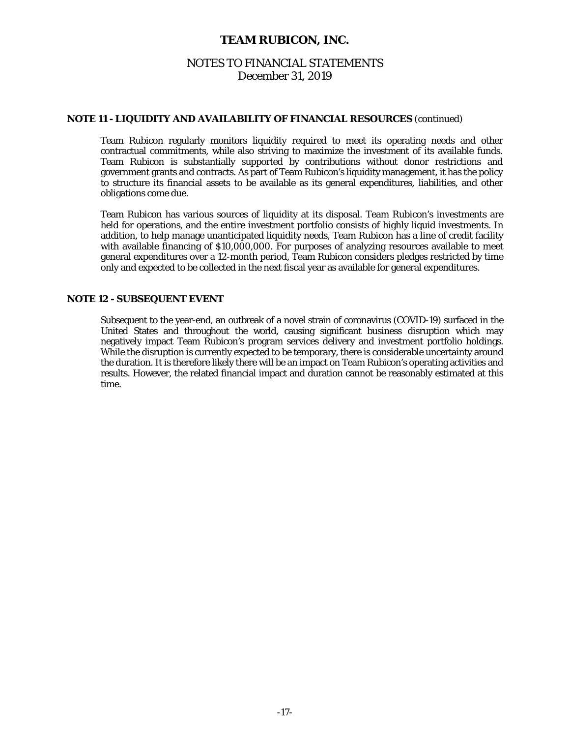## NOTE 11 - LIQUIDITY AND AVAILABILITY OF FINANCIAL RESOURCES (continued)

Team Rubicon regularly monitors liquidity required to meet its operating needs and other contractual commitments, while also striving to maximize the investment of its available funds. Team Rubicon is substantially supported by contributions without donor restrictions and government grants and contracts. As part of Team Rubicon's liquidity management, it has the policy to structure its financial assets to be available as its general expenditures, liabilities, and other obligations come due.

Team Rubicon has various sources of liquidity at its disposal. Team Rubicon's investments are held for operations, and the entire investment portfolio consists of highly liquid investments. In addition, to help manage unanticipated liquidity needs, Team Rubicon has a line of credit facility with available financing of $10,000,000. For purposes of analyzing resources available to meet general expenditures over a 12-month period, Team Rubicon considers pledges restricted by time only and expected to be collected in the next fiscal year as available for general expenditures.

## NOTE 12 - SUBSEQUENT EVENT

Subsequent to the year-end, an outbreak of a novel strain of coronavirus (COVID-19) surfaced in the United States and throughout the world, causing significant business disruption which may negatively impact Team Rubicon's program services delivery and investment portfolio holdings. While the disruption is currently expected to be temporary, there is considerable uncertainty around the duration. It is therefore likely there will be an impact on Team Rubicon's operating activities and results. However, the related financial impact and duration cannot be reasonably estimated at this time.